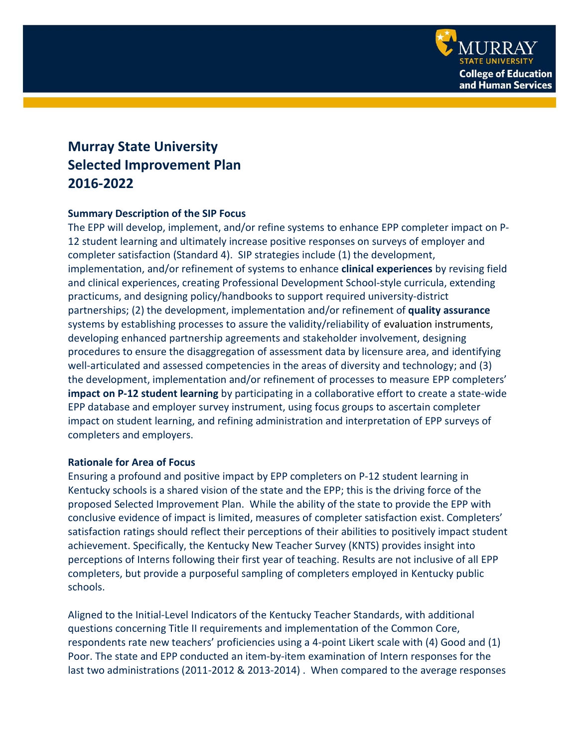# Murray State University
# Selected Improvement Plan
# 2016-2022

### Summary Description of the SIP Focus

The EPP will develop, implement, and/or refine systems to enhance EPP completer impact on P-12 student learning and ultimately increase positive responses on surveys of employer and completer satisfaction (Standard 4). SIP strategies include (1) the development, implementation, and/or refinement of systems to enhance **clinical experiences** by revising field and clinical experiences, creating Professional Development School-style curricula, extending practicums, and designing policy/handbooks to support required university-district partnerships; (2) the development, implementation and/or refinement of **quality assurance** systems by establishing processes to assure the validity/reliability of evaluation instruments, developing enhanced partnership agreements and stakeholder involvement, designing procedures to ensure the disaggregation of assessment data by licensure area, and identifying well-articulated and assessed competencies in the areas of diversity and technology; and (3) the development, implementation and/or refinement of processes to measure EPP completers' **impact on P-12 student learning** by participating in a collaborative effort to create a state-wide EPP database and employer survey instrument, using focus groups to ascertain completer impact on student learning, and refining administration and interpretation of EPP surveys of completers and employers.

### Rationale for Area of Focus

Ensuring a profound and positive impact by EPP completers on P-12 student learning in Kentucky schools is a shared vision of the state and the EPP; this is the driving force of the proposed Selected Improvement Plan. While the ability of the state to provide the EPP with conclusive evidence of impact is limited, measures of completer satisfaction exist. Completers' satisfaction ratings should reflect their perceptions of their abilities to positively impact student achievement. Specifically, the Kentucky New Teacher Survey (KNTS) provides insight into perceptions of Interns following their first year of teaching. Results are not inclusive of all EPP completers, but provide a purposeful sampling of completers employed in Kentucky public schools.

Aligned to the Initial-Level Indicators of the Kentucky Teacher Standards, with additional questions concerning Title II requirements and implementation of the Common Core, respondents rate new teachers' proficiencies using a 4-point Likert scale with (4) Good and (1) Poor. The state and EPP conducted an item-by-item examination of Intern responses for the last two administrations (2011-2012 & 2013-2014) . When compared to the average responses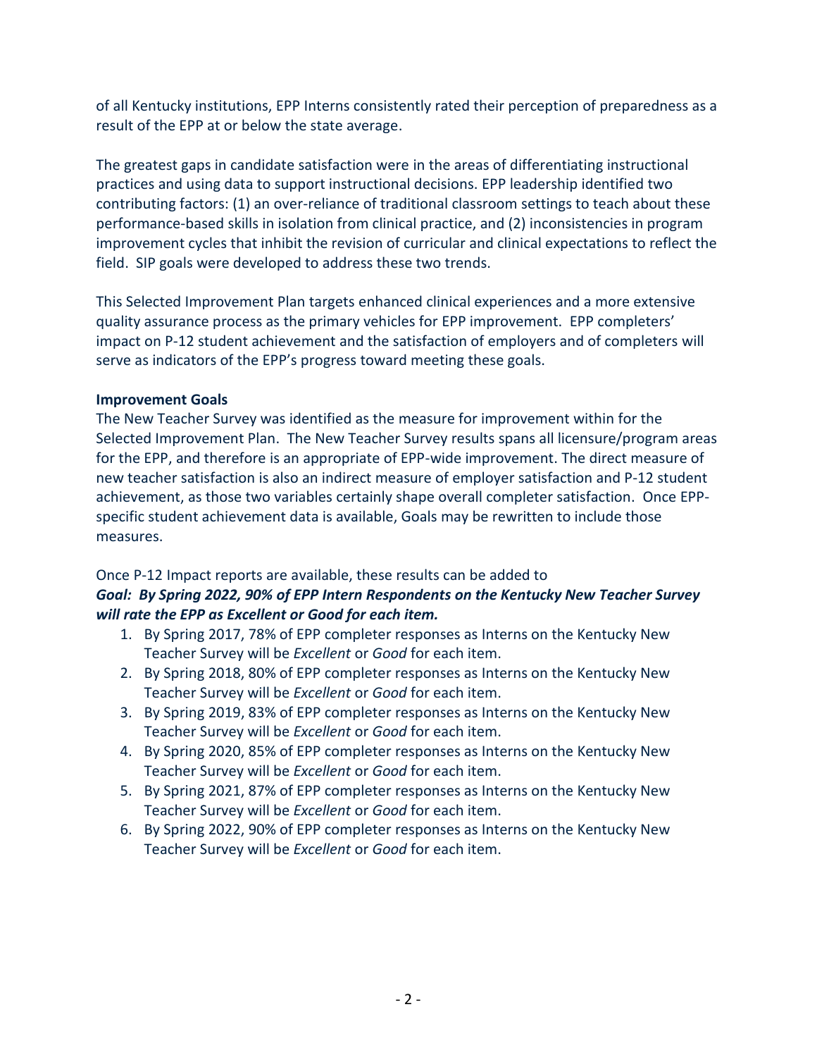of all Kentucky institutions, EPP Interns consistently rated their perception of preparedness as a result of the EPP at or below the state average.

The greatest gaps in candidate satisfaction were in the areas of differentiating instructional practices and using data to support instructional decisions. EPP leadership identified two contributing factors: (1) an over-reliance of traditional classroom settings to teach about these performance-based skills in isolation from clinical practice, and (2) inconsistencies in program improvement cycles that inhibit the revision of curricular and clinical expectations to reflect the field. SIP goals were developed to address these two trends.

This Selected Improvement Plan targets enhanced clinical experiences and a more extensive quality assurance process as the primary vehicles for EPP improvement. EPP completers' impact on P-12 student achievement and the satisfaction of employers and of completers will serve as indicators of the EPP's progress toward meeting these goals.

**Improvement Goals**

The New Teacher Survey was identified as the measure for improvement within for the Selected Improvement Plan. The New Teacher Survey results spans all licensure/program areas for the EPP, and therefore is an appropriate of EPP-wide improvement. The direct measure of new teacher satisfaction is also an indirect measure of employer satisfaction and P-12 student achievement, as those two variables certainly shape overall completer satisfaction. Once EPP-specific student achievement data is available, Goals may be rewritten to include those measures.

Once P-12 Impact reports are available, these results can be added to

***Goal: By Spring 2022, 90% of EPP Intern Respondents on the Kentucky New Teacher Survey will rate the EPP as Excellent or Good for each item.***

1. By Spring 2017, 78% of EPP completer responses as Interns on the Kentucky New Teacher Survey will be *Excellent* or *Good* for each item.
2. By Spring 2018, 80% of EPP completer responses as Interns on the Kentucky New Teacher Survey will be *Excellent* or *Good* for each item.
3. By Spring 2019, 83% of EPP completer responses as Interns on the Kentucky New Teacher Survey will be *Excellent* or *Good* for each item.
4. By Spring 2020, 85% of EPP completer responses as Interns on the Kentucky New Teacher Survey will be *Excellent* or *Good* for each item.
5. By Spring 2021, 87% of EPP completer responses as Interns on the Kentucky New Teacher Survey will be *Excellent* or *Good* for each item.
6. By Spring 2022, 90% of EPP completer responses as Interns on the Kentucky New Teacher Survey will be *Excellent* or *Good* for each item.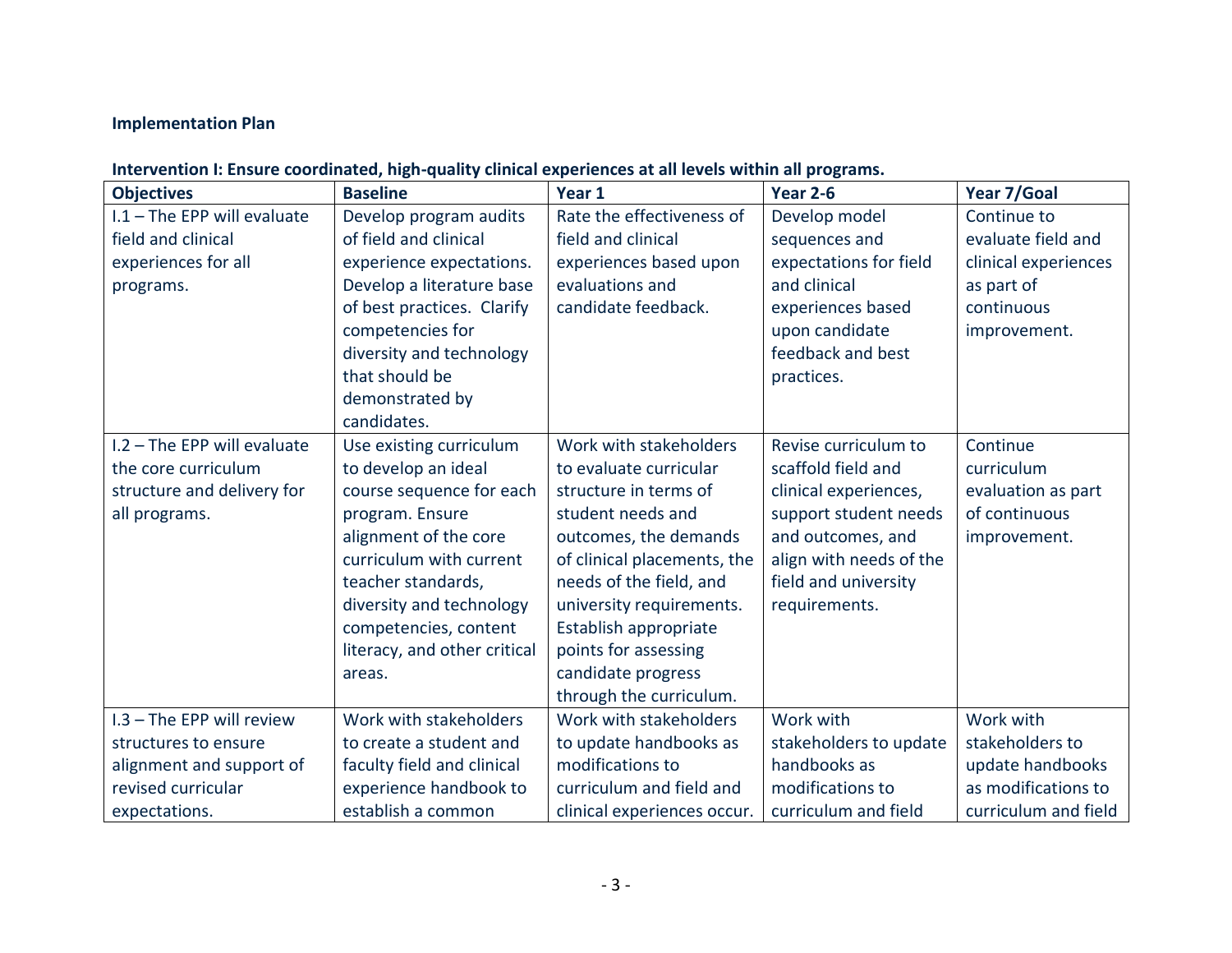**Implementation Plan**

**Intervention I: Ensure coordinated, high-quality clinical experiences at all levels within all programs.**

| Objectives | Baseline | Year 1 | Year 2-6 | Year 7/Goal |
|---|---|---|---|---|
| I.1 – The EPP will evaluate field and clinical experiences for all programs. | Develop program audits of field and clinical experience expectations. Develop a literature base of best practices. Clarify competencies for diversity and technology that should be demonstrated by candidates. | Rate the effectiveness of field and clinical experiences based upon evaluations and candidate feedback. | Develop model sequences and expectations for field and clinical experiences based upon candidate feedback and best practices. | Continue to evaluate field and clinical experiences as part of continuous improvement. |
| I.2 – The EPP will evaluate the core curriculum structure and delivery for all programs. | Use existing curriculum to develop an ideal course sequence for each program. Ensure alignment of the core curriculum with current teacher standards, diversity and technology competencies, content literacy, and other critical areas. | Work with stakeholders to evaluate curricular structure in terms of student needs and outcomes, the demands of clinical placements, the needs of the field, and university requirements. Establish appropriate points for assessing candidate progress through the curriculum. | Revise curriculum to scaffold field and clinical experiences, support student needs and outcomes, and align with needs of the field and university requirements. | Continue curriculum evaluation as part of continuous improvement. |
| I.3 – The EPP will review structures to ensure alignment and support of revised curricular expectations. | Work with stakeholders to create a student and faculty field and clinical experience handbook to establish a common | Work with stakeholders to update handbooks as modifications to curriculum and field and clinical experiences occur. | Work with stakeholders to update handbooks as modifications to curriculum and field | Work with stakeholders to update handbooks as modifications to curriculum and field |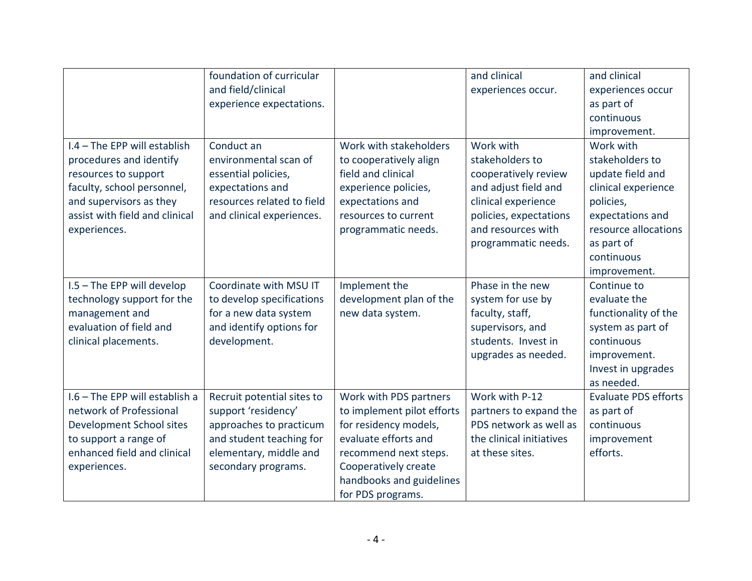| | | | | |
|---|---|---|---|---|
| | foundation of curricular and field/clinical experience expectations. | | and clinical experiences occur. | and clinical experiences occur as part of continuous improvement. |
| I.4 – The EPP will establish procedures and identify resources to support faculty, school personnel, and supervisors as they assist with field and clinical experiences. | Conduct an environmental scan of essential policies, expectations and resources related to field and clinical experiences. | Work with stakeholders to cooperatively align field and clinical experience policies, expectations and resources to current programmatic needs. | Work with stakeholders to cooperatively review and adjust field and clinical experience policies, expectations and resources with programmatic needs. | Work with stakeholders to update field and clinical experience policies, expectations and resource allocations as part of continuous improvement. |
| I.5 – The EPP will develop technology support for the management and evaluation of field and clinical placements. | Coordinate with MSU IT to develop specifications for a new data system and identify options for development. | Implement the development plan of the new data system. | Phase in the new system for use by faculty, staff, supervisors, and students. Invest in upgrades as needed. | Continue to evaluate the functionality of the system as part of continuous improvement. Invest in upgrades as needed. |
| I.6 – The EPP will establish a network of Professional Development School sites to support a range of enhanced field and clinical experiences. | Recruit potential sites to support 'residency' approaches to practicum and student teaching for elementary, middle and secondary programs. | Work with PDS partners to implement pilot efforts for residency models, evaluate efforts and recommend next steps. Cooperatively create handbooks and guidelines for PDS programs. | Work with P-12 partners to expand the PDS network as well as the clinical initiatives at these sites. | Evaluate PDS efforts as part of continuous improvement efforts. |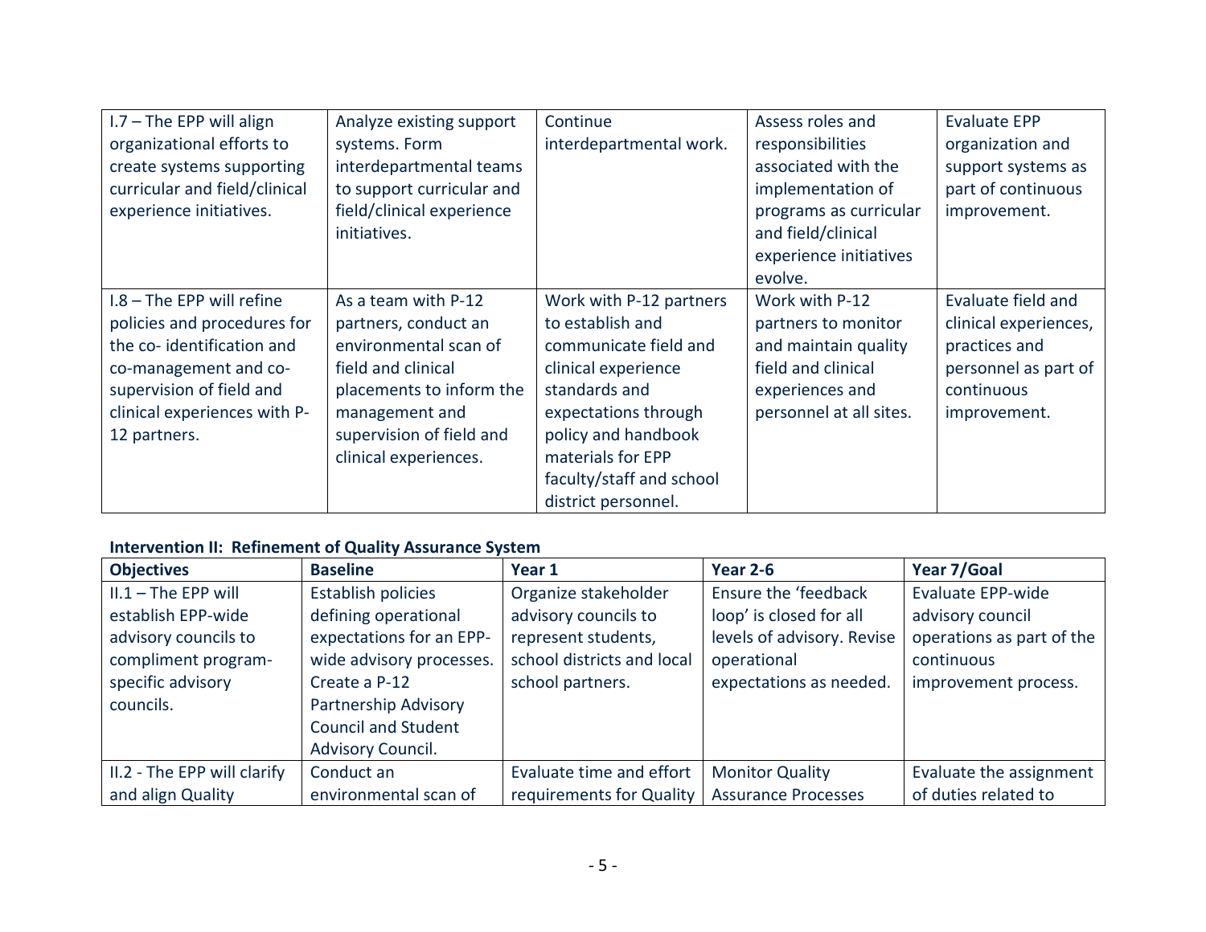| | | | | |
|---|---|---|---|---|
| I.7 – The EPP will align organizational efforts to create systems supporting curricular and field/clinical experience initiatives. | Analyze existing support systems. Form interdepartmental teams to support curricular and field/clinical experience initiatives. | Continue interdepartmental work. | Assess roles and responsibilities associated with the implementation of programs as curricular and field/clinical experience initiatives evolve. | Evaluate EPP organization and support systems as part of continuous improvement. |
| I.8 – The EPP will refine policies and procedures for the co- identification and co-management and co-supervision of field and clinical experiences with P-12 partners. | As a team with P-12 partners, conduct an environmental scan of field and clinical placements to inform the management and supervision of field and clinical experiences. | Work with P-12 partners to establish and communicate field and clinical experience standards and expectations through policy and handbook materials for EPP faculty/staff and school district personnel. | Work with P-12 partners to monitor and maintain quality field and clinical experiences and personnel at all sites. | Evaluate field and clinical experiences, practices and personnel as part of continuous improvement. |

**Intervention II: Refinement of Quality Assurance System**

| Objectives | Baseline | Year 1 | Year 2-6 | Year 7/Goal |
|---|---|---|---|---|
| II.1 – The EPP will establish EPP-wide advisory councils to compliment program-specific advisory councils. | Establish policies defining operational expectations for an EPP-wide advisory processes. Create a P-12 Partnership Advisory Council and Student Advisory Council. | Organize stakeholder advisory councils to represent students, school districts and local school partners. | Ensure the 'feedback loop' is closed for all levels of advisory. Revise operational expectations as needed. | Evaluate EPP-wide advisory council operations as part of the continuous improvement process. |
| II.2 - The EPP will clarify and align Quality | Conduct an environmental scan of | Evaluate time and effort requirements for Quality | Monitor Quality Assurance Processes | Evaluate the assignment of duties related to |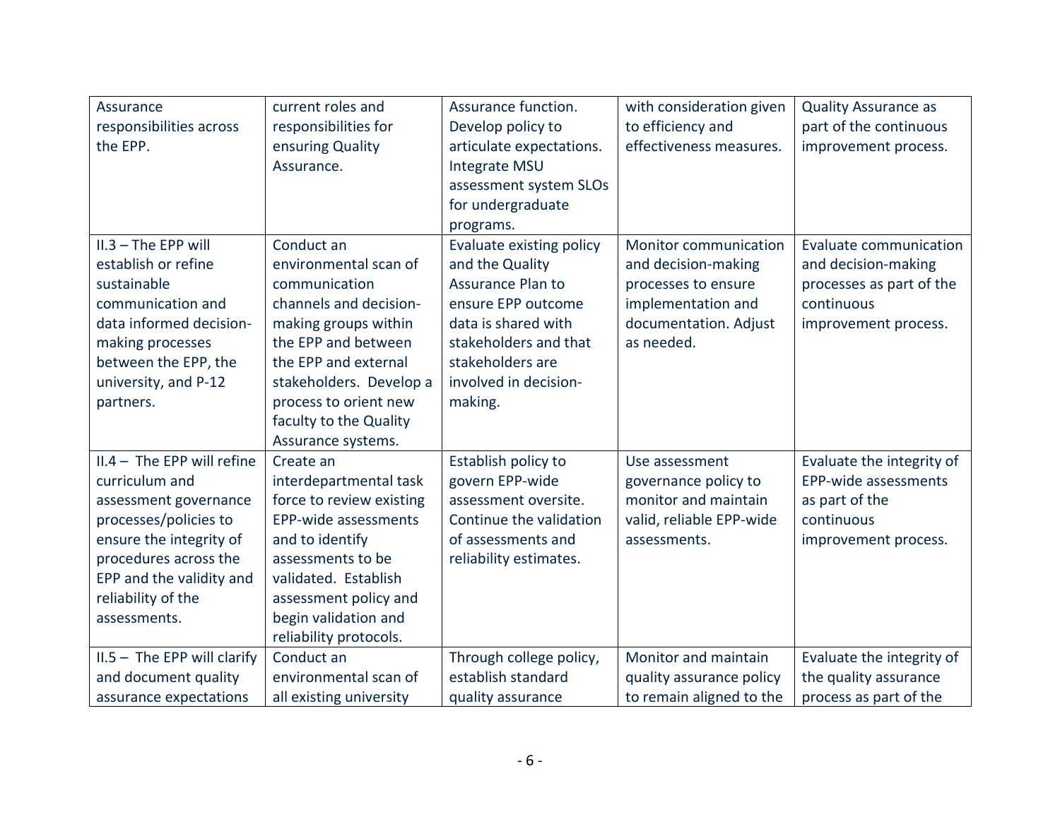| | | | | |
|---|---|---|---|---|
| Assurance responsibilities across the EPP. | current roles and responsibilities for ensuring Quality Assurance. | Assurance function. Develop policy to articulate expectations. Integrate MSU assessment system SLOs for undergraduate programs. | with consideration given to efficiency and effectiveness measures. | Quality Assurance as part of the continuous improvement process. |
| II.3 – The EPP will establish or refine sustainable communication and data informed decision-making processes between the EPP, the university, and P-12 partners. | Conduct an environmental scan of communication channels and decision-making groups within the EPP and between the EPP and external stakeholders. Develop a process to orient new faculty to the Quality Assurance systems. | Evaluate existing policy and the Quality Assurance Plan to ensure EPP outcome data is shared with stakeholders and that stakeholders are involved in decision-making. | Monitor communication and decision-making processes to ensure implementation and documentation. Adjust as needed. | Evaluate communication and decision-making processes as part of the continuous improvement process. |
| II.4 – The EPP will refine curriculum and assessment governance processes/policies to ensure the integrity of procedures across the EPP and the validity and reliability of the assessments. | Create an interdepartmental task force to review existing EPP-wide assessments and to identify assessments to be validated. Establish assessment policy and begin validation and reliability protocols. | Establish policy to govern EPP-wide assessment oversite. Continue the validation of assessments and reliability estimates. | Use assessment governance policy to monitor and maintain valid, reliable EPP-wide assessments. | Evaluate the integrity of EPP-wide assessments as part of the continuous improvement process. |
| II.5 – The EPP will clarify and document quality assurance expectations | Conduct an environmental scan of all existing university | Through college policy, establish standard quality assurance | Monitor and maintain quality assurance policy to remain aligned to the | Evaluate the integrity of the quality assurance process as part of the |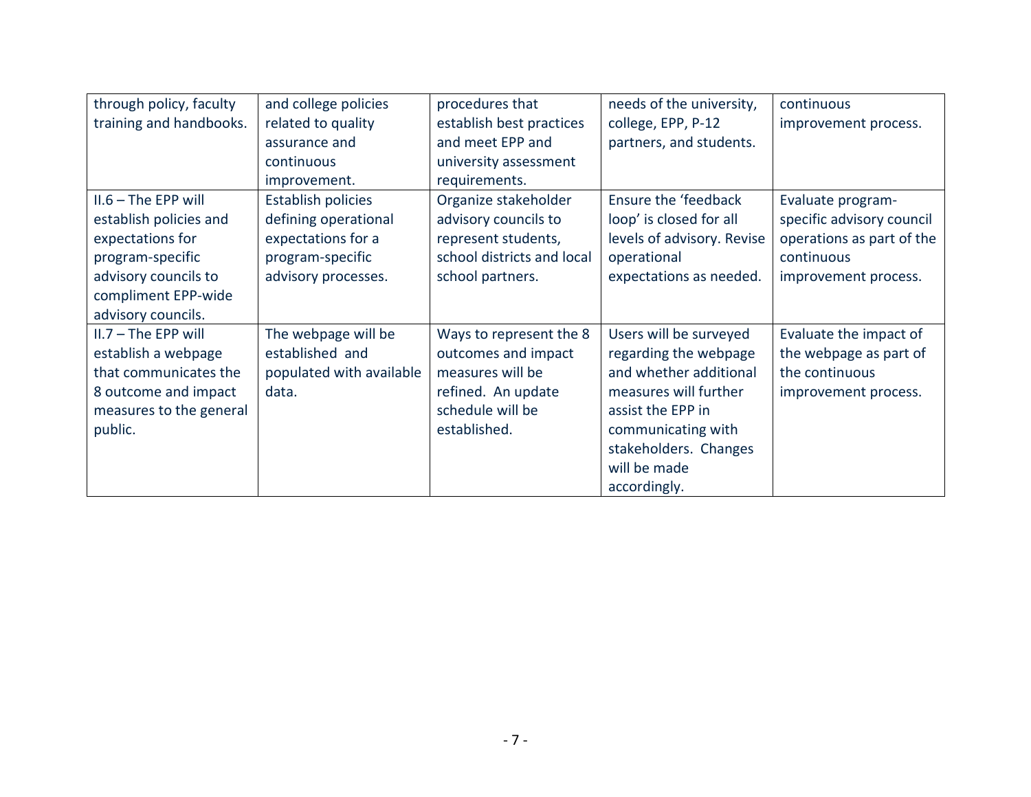| | | | | |
|---|---|---|---|---|
| through policy, faculty training and handbooks. | and college policies related to quality assurance and continuous improvement. | procedures that establish best practices and meet EPP and university assessment requirements. | needs of the university, college, EPP, P-12 partners, and students. | continuous improvement process. |
| II.6 – The EPP will establish policies and expectations for program-specific advisory councils to compliment EPP-wide advisory councils. | Establish policies defining operational expectations for a program-specific advisory processes. | Organize stakeholder advisory councils to represent students, school districts and local school partners. | Ensure the 'feedback loop' is closed for all levels of advisory. Revise operational expectations as needed. | Evaluate program-specific advisory council operations as part of the continuous improvement process. |
| II.7 – The EPP will establish a webpage that communicates the 8 outcome and impact measures to the general public. | The webpage will be established and populated with available data. | Ways to represent the 8 outcomes and impact measures will be refined. An update schedule will be established. | Users will be surveyed regarding the webpage and whether additional measures will further assist the EPP in communicating with stakeholders. Changes will be made accordingly. | Evaluate the impact of the webpage as part of the continuous improvement process. |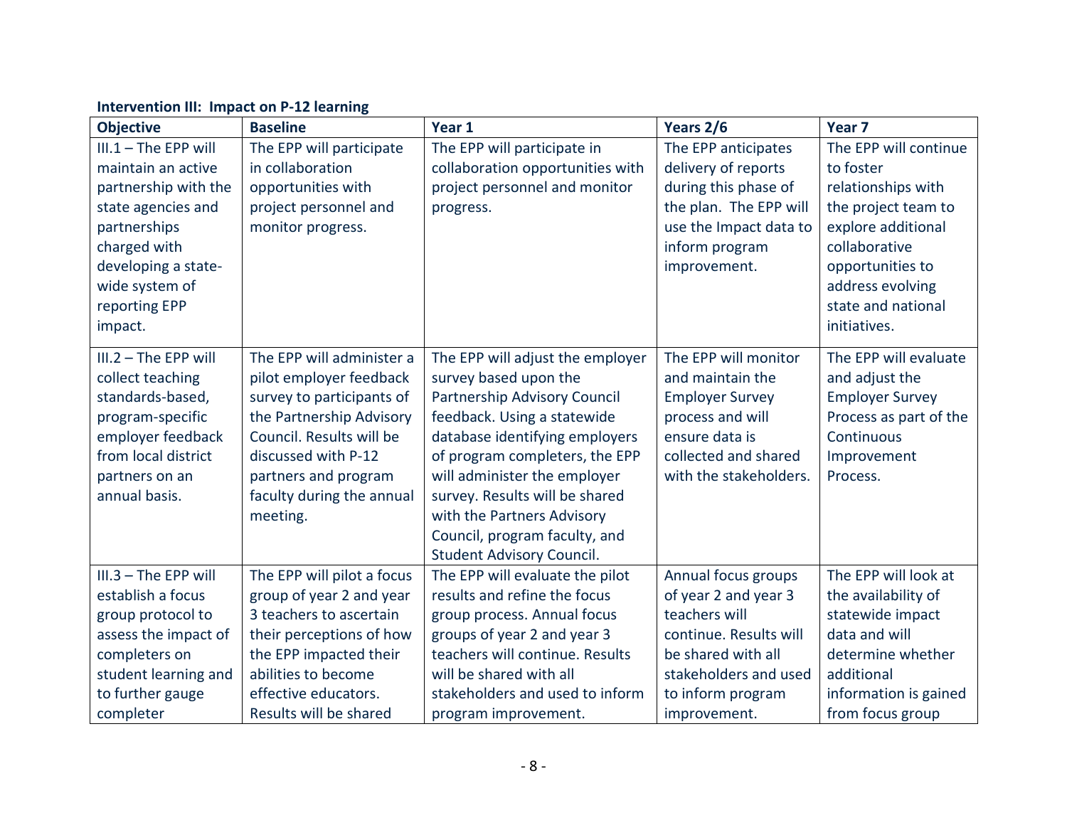**Intervention III: Impact on P-12 learning**

| Objective | Baseline | Year 1 | Years 2/6 | Year 7 |
|---|---|---|---|---|
| III.1 – The EPP will maintain an active partnership with the state agencies and partnerships charged with developing a state-wide system of reporting EPP impact. | The EPP will participate in collaboration opportunities with project personnel and monitor progress. | The EPP will participate in collaboration opportunities with project personnel and monitor progress. | The EPP anticipates delivery of reports during this phase of the plan. The EPP will use the Impact data to inform program improvement. | The EPP will continue to foster relationships with the project team to explore additional collaborative opportunities to address evolving state and national initiatives. |
| III.2 – The EPP will collect teaching standards-based, program-specific employer feedback from local district partners on an annual basis. | The EPP will administer a pilot employer feedback survey to participants of the Partnership Advisory Council. Results will be discussed with P-12 partners and program faculty during the annual meeting. | The EPP will adjust the employer survey based upon the Partnership Advisory Council feedback. Using a statewide database identifying employers of program completers, the EPP will administer the employer survey. Results will be shared with the Partners Advisory Council, program faculty, and Student Advisory Council. | The EPP will monitor and maintain the Employer Survey process and will ensure data is collected and shared with the stakeholders. | The EPP will evaluate and adjust the Employer Survey Process as part of the Continuous Improvement Process. |
| III.3 – The EPP will establish a focus group protocol to assess the impact of completers on student learning and to further gauge completer | The EPP will pilot a focus group of year 2 and year 3 teachers to ascertain their perceptions of how the EPP impacted their abilities to become effective educators. Results will be shared | The EPP will evaluate the pilot results and refine the focus group process. Annual focus groups of year 2 and year 3 teachers will continue. Results will be shared with all stakeholders and used to inform program improvement. | Annual focus groups of year 2 and year 3 teachers will continue. Results will be shared with all stakeholders and used to inform program improvement. | The EPP will look at the availability of statewide impact data and will determine whether additional information is gained from focus group |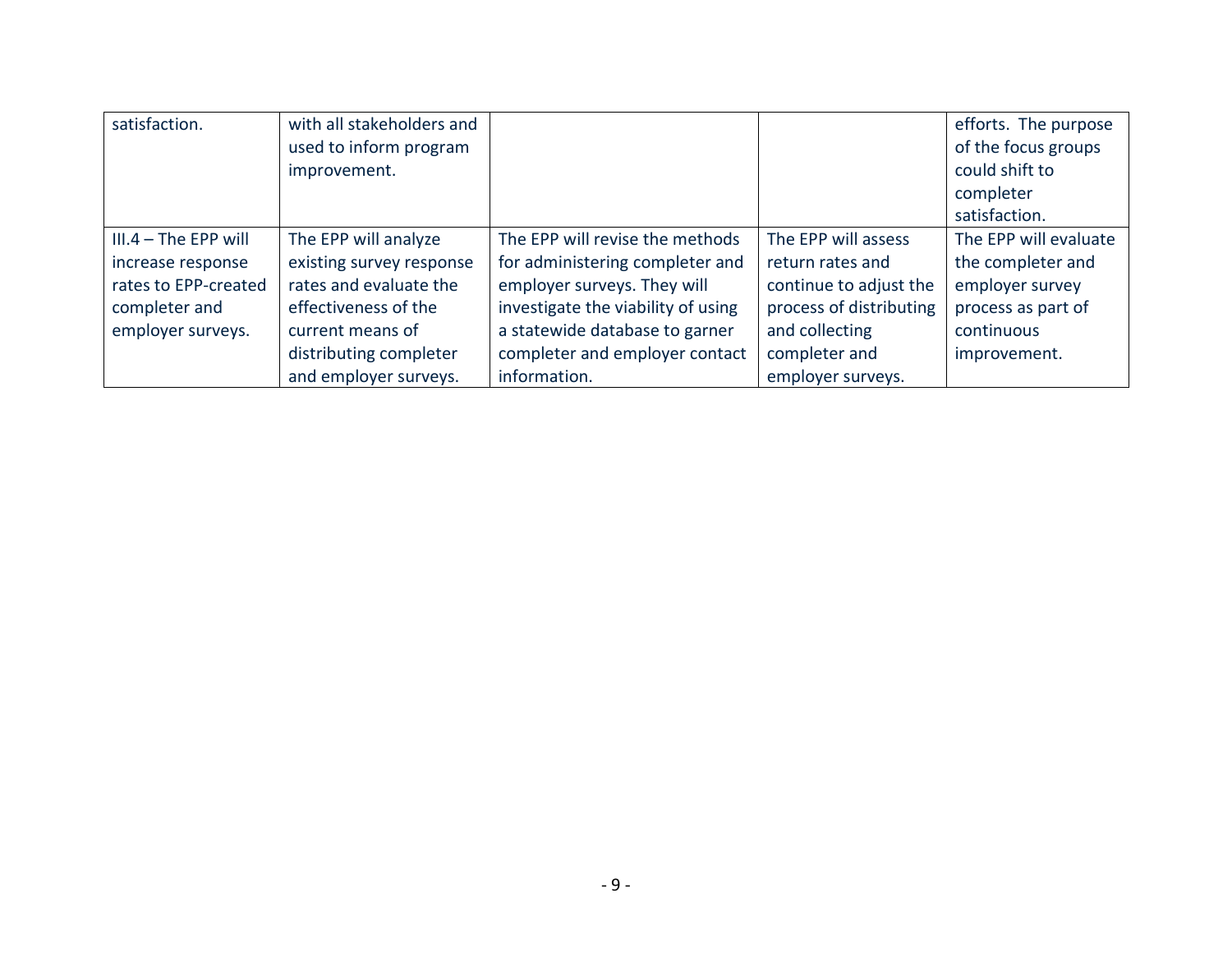| | | | | |
|---|---|---|---|---|
| satisfaction. | with all stakeholders and used to inform program improvement. | | | efforts. The purpose of the focus groups could shift to completer satisfaction. |
| III.4 – The EPP will increase response rates to EPP-created completer and employer surveys. | The EPP will analyze existing survey response rates and evaluate the effectiveness of the current means of distributing completer and employer surveys. | The EPP will revise the methods for administering completer and employer surveys. They will investigate the viability of using a statewide database to garner completer and employer contact information. | The EPP will assess return rates and continue to adjust the process of distributing and collecting completer and employer surveys. | The EPP will evaluate the completer and employer survey process as part of continuous improvement. |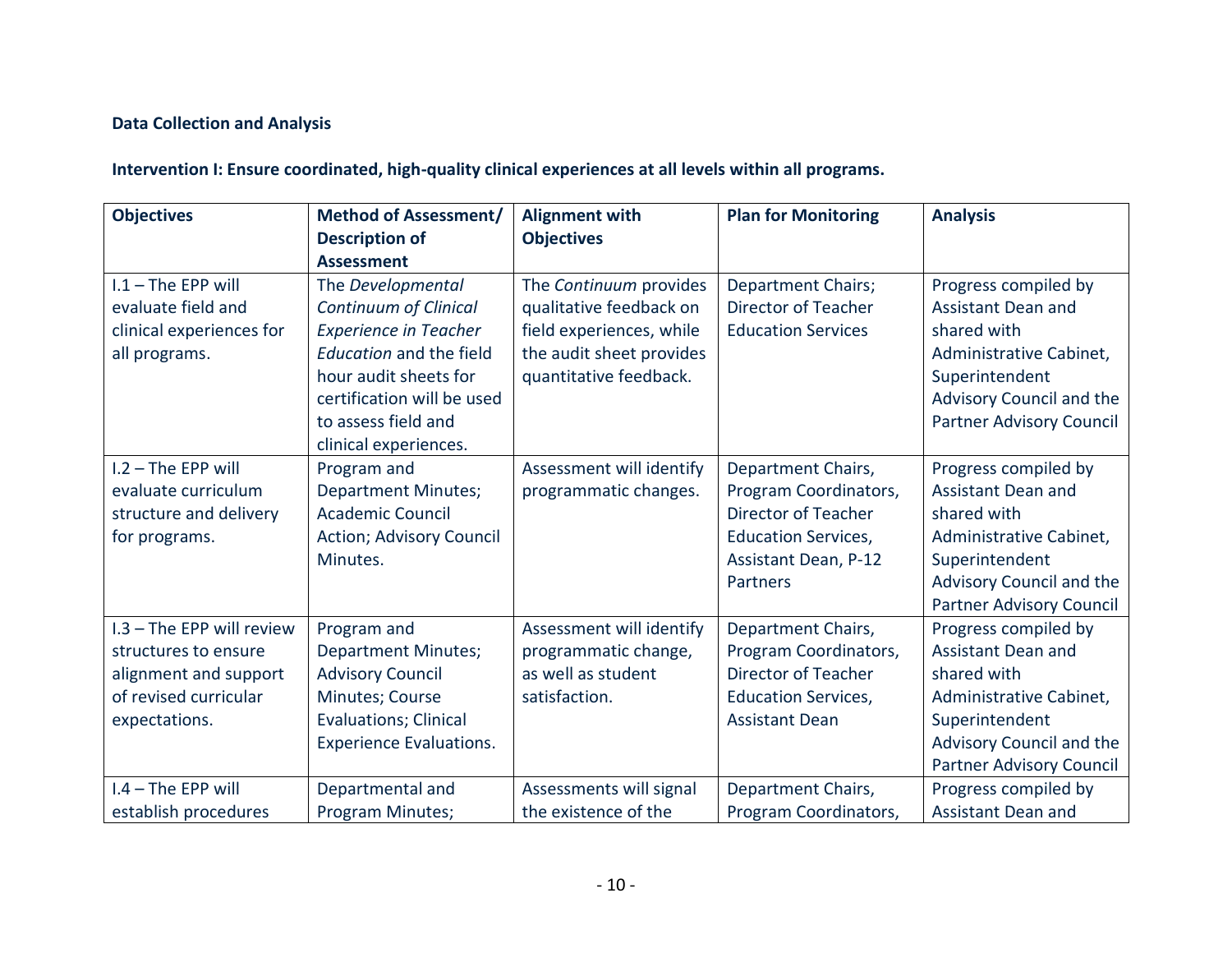**Data Collection and Analysis**

**Intervention I: Ensure coordinated, high-quality clinical experiences at all levels within all programs.**

| Objectives | Method of Assessment/ Description of Assessment | Alignment with Objectives | Plan for Monitoring | Analysis |
|---|---|---|---|---|
| I.1 – The EPP will evaluate field and clinical experiences for all programs. | The *Developmental Continuum of Clinical Experience in Teacher Education* and the field hour audit sheets for certification will be used to assess field and clinical experiences. | The *Continuum* provides qualitative feedback on field experiences, while the audit sheet provides quantitative feedback. | Department Chairs; Director of Teacher Education Services | Progress compiled by Assistant Dean and shared with Administrative Cabinet, Superintendent Advisory Council and the Partner Advisory Council |
| I.2 – The EPP will evaluate curriculum structure and delivery for programs. | Program and Department Minutes; Academic Council Action; Advisory Council Minutes. | Assessment will identify programmatic changes. | Department Chairs, Program Coordinators, Director of Teacher Education Services, Assistant Dean, P-12 Partners | Progress compiled by Assistant Dean and shared with Administrative Cabinet, Superintendent Advisory Council and the Partner Advisory Council |
| I.3 – The EPP will review structures to ensure alignment and support of revised curricular expectations. | Program and Department Minutes; Advisory Council Minutes; Course Evaluations; Clinical Experience Evaluations. | Assessment will identify programmatic change, as well as student satisfaction. | Department Chairs, Program Coordinators, Director of Teacher Education Services, Assistant Dean | Progress compiled by Assistant Dean and shared with Administrative Cabinet, Superintendent Advisory Council and the Partner Advisory Council |
| I.4 – The EPP will establish procedures | Departmental and Program Minutes; | Assessments will signal the existence of the | Department Chairs, Program Coordinators, | Progress compiled by Assistant Dean and |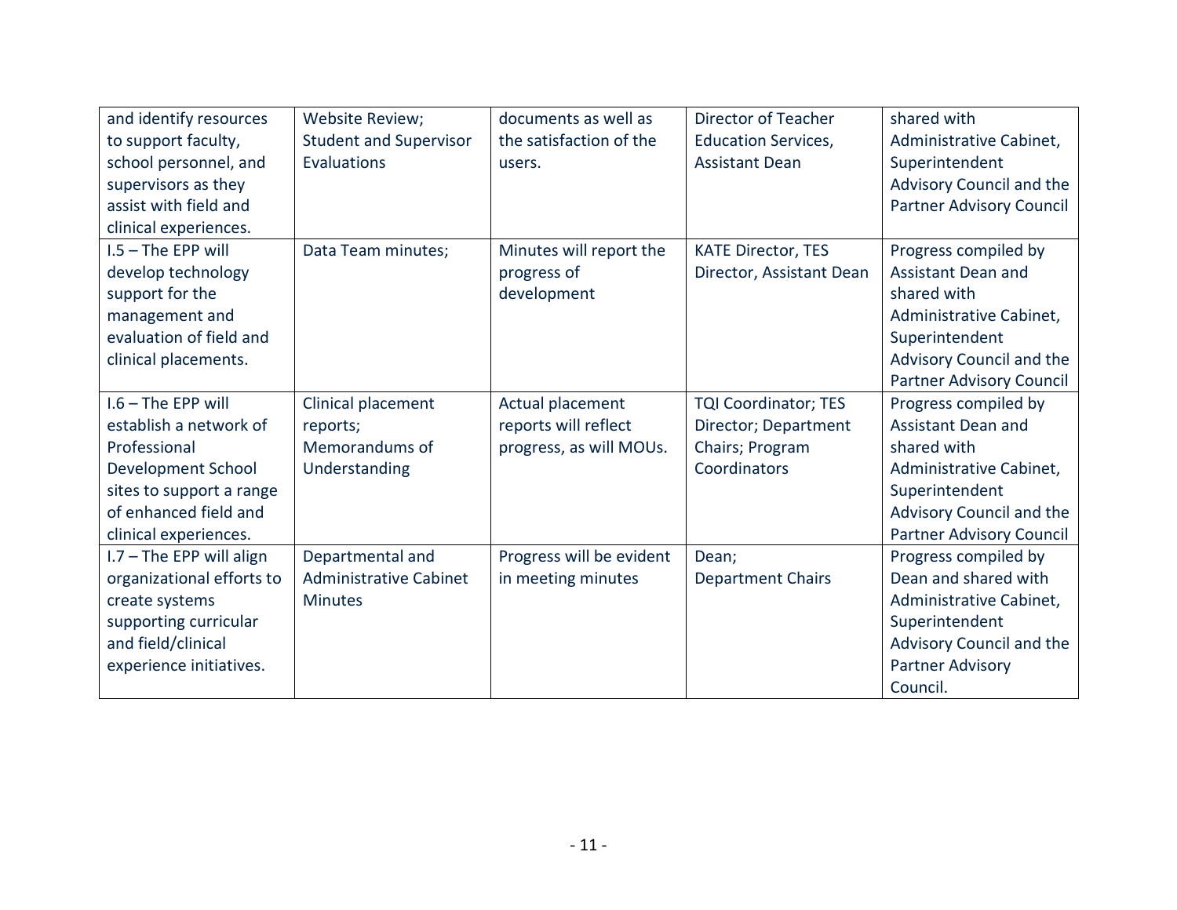| | | | | |
|---|---|---|---|---|
| and identify resources to support faculty, school personnel, and supervisors as they assist with field and clinical experiences. | Website Review; Student and Supervisor Evaluations | documents as well as the satisfaction of the users. | Director of Teacher Education Services, Assistant Dean | shared with Administrative Cabinet, Superintendent Advisory Council and the Partner Advisory Council |
| I.5 – The EPP will develop technology support for the management and evaluation of field and clinical placements. | Data Team minutes; | Minutes will report the progress of development | KATE Director, TES Director, Assistant Dean | Progress compiled by Assistant Dean and shared with Administrative Cabinet, Superintendent Advisory Council and the Partner Advisory Council |
| I.6 – The EPP will establish a network of Professional Development School sites to support a range of enhanced field and clinical experiences. | Clinical placement reports; Memorandums of Understanding | Actual placement reports will reflect progress, as will MOUs. | TQI Coordinator; TES Director; Department Chairs; Program Coordinators | Progress compiled by Assistant Dean and shared with Administrative Cabinet, Superintendent Advisory Council and the Partner Advisory Council |
| I.7 – The EPP will align organizational efforts to create systems supporting curricular and field/clinical experience initiatives. | Departmental and Administrative Cabinet Minutes | Progress will be evident in meeting minutes | Dean; Department Chairs | Progress compiled by Dean and shared with Administrative Cabinet, Superintendent Advisory Council and the Partner Advisory Council. |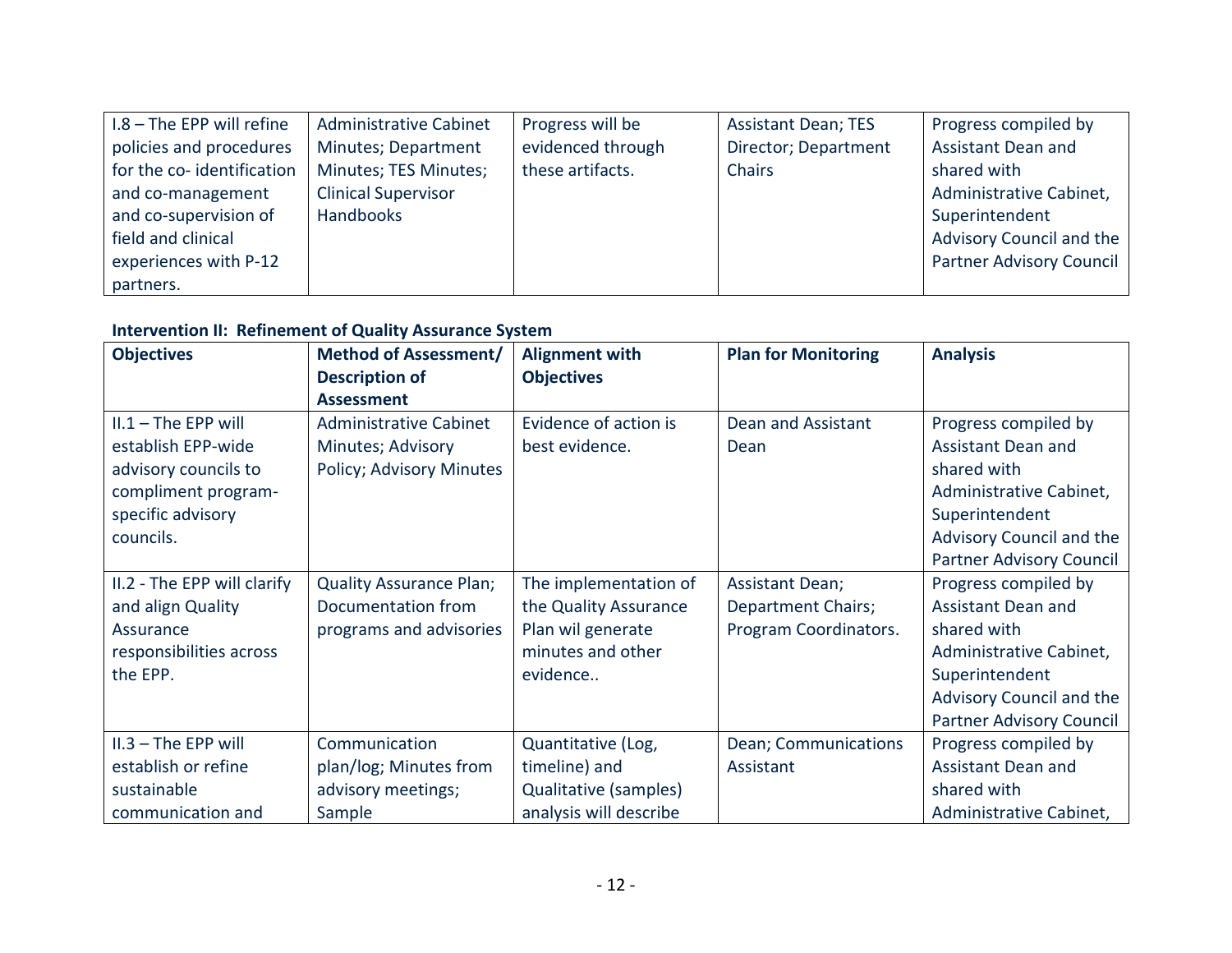| I.8 – The EPP will refine policies and procedures for the co- identification and co-management and co-supervision of field and clinical experiences with P-12 partners. | Administrative Cabinet Minutes; Department Minutes; TES Minutes; Clinical Supervisor Handbooks | Progress will be evidenced through these artifacts. | Assistant Dean; TES Director; Department Chairs | Progress compiled by Assistant Dean and shared with Administrative Cabinet, Superintendent Advisory Council and the Partner Advisory Council |
|---|---|---|---|---|

**Intervention II: Refinement of Quality Assurance System**

| Objectives | Method of Assessment/ Description of Assessment | Alignment with Objectives | Plan for Monitoring | Analysis |
|---|---|---|---|---|
| II.1 – The EPP will establish EPP-wide advisory councils to compliment program-specific advisory councils. | Administrative Cabinet Minutes; Advisory Policy; Advisory Minutes | Evidence of action is best evidence. | Dean and Assistant Dean | Progress compiled by Assistant Dean and shared with Administrative Cabinet, Superintendent Advisory Council and the Partner Advisory Council |
| II.2 - The EPP will clarify and align Quality Assurance responsibilities across the EPP. | Quality Assurance Plan; Documentation from programs and advisories | The implementation of the Quality Assurance Plan wil generate minutes and other evidence.. | Assistant Dean; Department Chairs; Program Coordinators. | Progress compiled by Assistant Dean and shared with Administrative Cabinet, Superintendent Advisory Council and the Partner Advisory Council |
| II.3 – The EPP will establish or refine sustainable communication and | Communication plan/log; Minutes from advisory meetings; Sample | Quantitative (Log, timeline) and Qualitative (samples) analysis will describe | Dean; Communications Assistant | Progress compiled by Assistant Dean and shared with Administrative Cabinet, |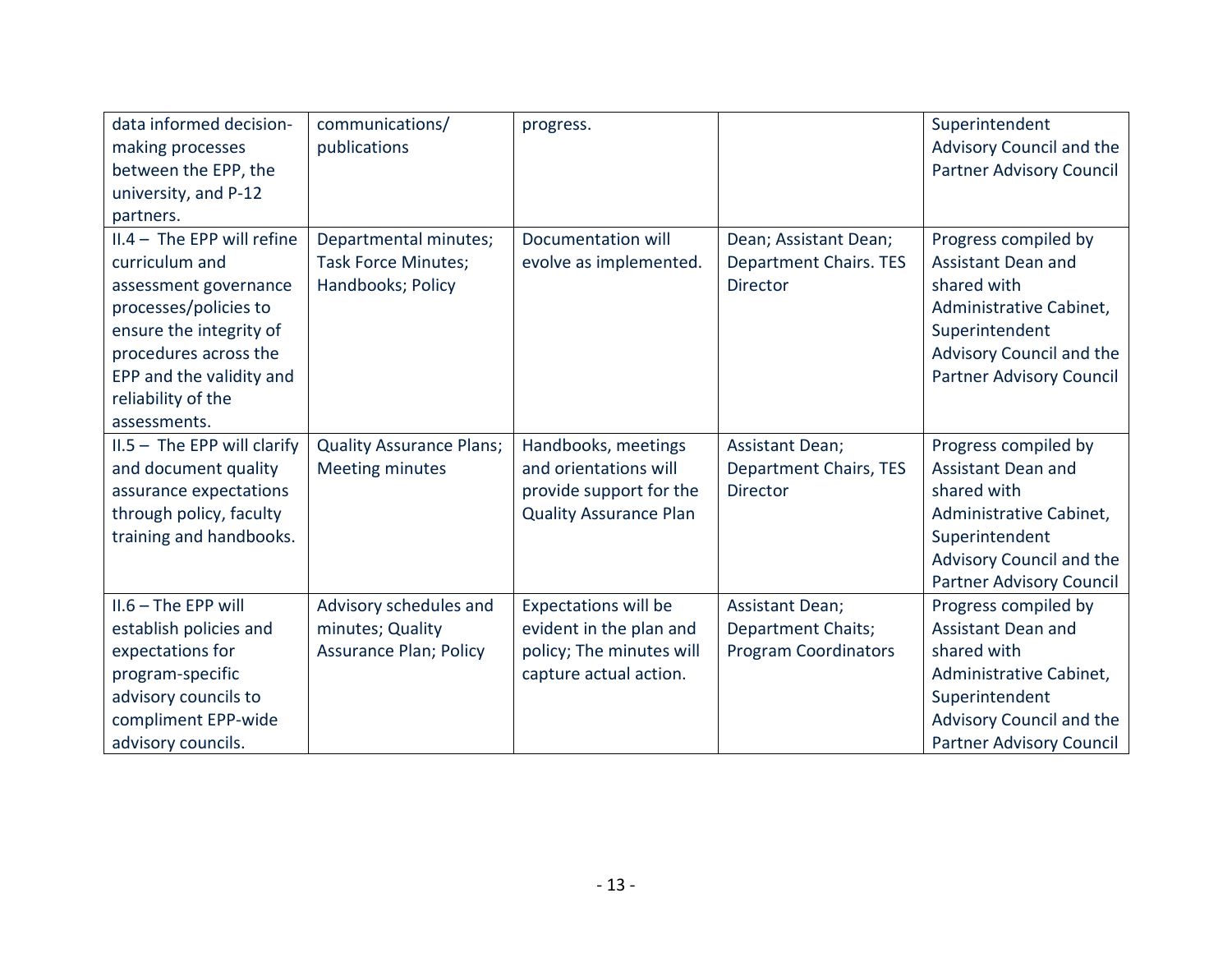| | | | | |
|---|---|---|---|---|
| data informed decision-making processes between the EPP, the university, and P-12 partners. | communications/ publications | progress. | | Superintendent Advisory Council and the Partner Advisory Council |
| II.4 – The EPP will refine curriculum and assessment governance processes/policies to ensure the integrity of procedures across the EPP and the validity and reliability of the assessments. | Departmental minutes; Task Force Minutes; Handbooks; Policy | Documentation will evolve as implemented. | Dean; Assistant Dean; Department Chairs. TES Director | Progress compiled by Assistant Dean and shared with Administrative Cabinet, Superintendent Advisory Council and the Partner Advisory Council |
| II.5 – The EPP will clarify and document quality assurance expectations through policy, faculty training and handbooks. | Quality Assurance Plans; Meeting minutes | Handbooks, meetings and orientations will provide support for the Quality Assurance Plan | Assistant Dean; Department Chairs, TES Director | Progress compiled by Assistant Dean and shared with Administrative Cabinet, Superintendent Advisory Council and the Partner Advisory Council |
| II.6 – The EPP will establish policies and expectations for program-specific advisory councils to compliment EPP-wide advisory councils. | Advisory schedules and minutes; Quality Assurance Plan; Policy | Expectations will be evident in the plan and policy; The minutes will capture actual action. | Assistant Dean; Department Chaits; Program Coordinators | Progress compiled by Assistant Dean and shared with Administrative Cabinet, Superintendent Advisory Council and the Partner Advisory Council |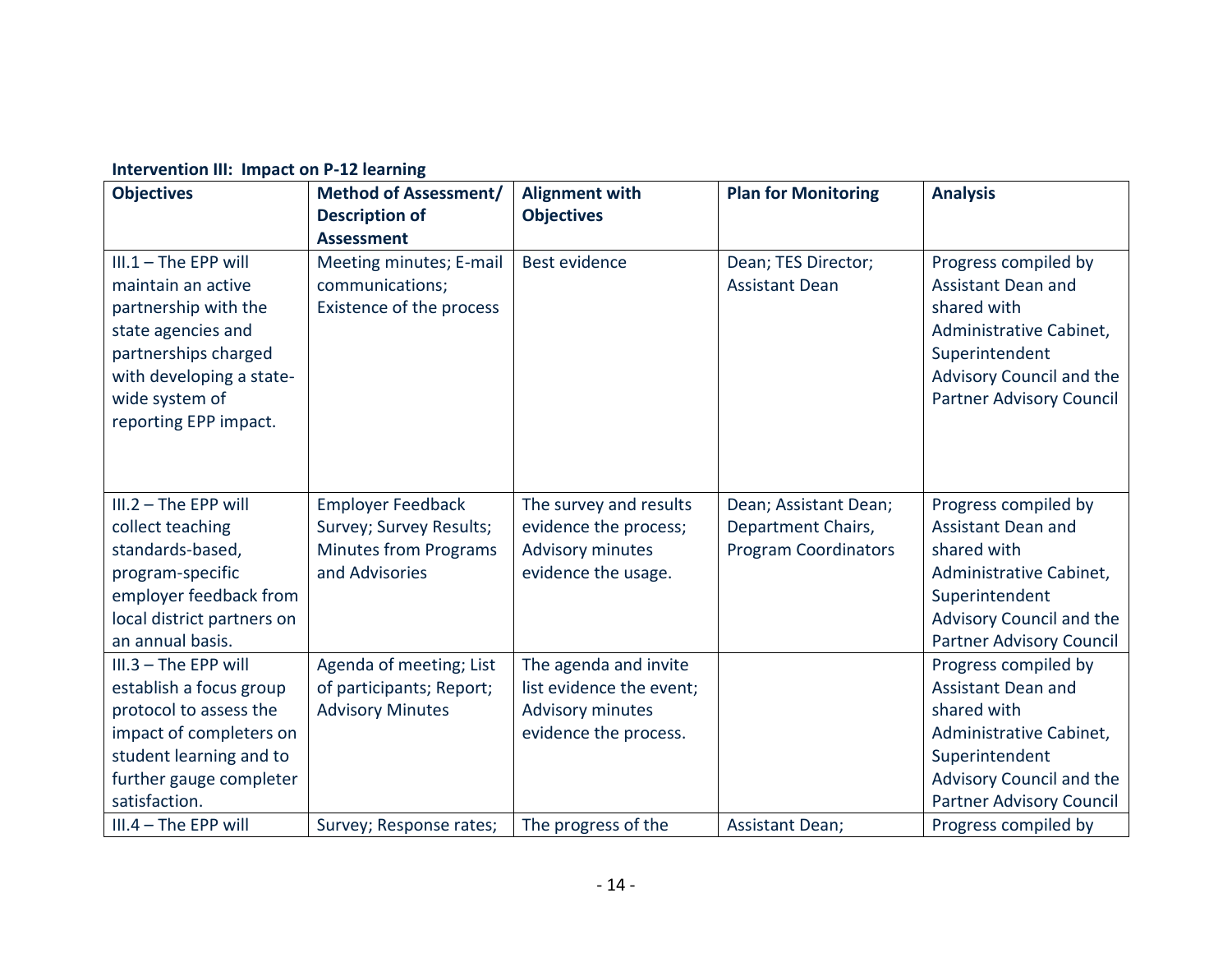**Intervention III: Impact on P-12 learning**

| Objectives | Method of Assessment/ Description of Assessment | Alignment with Objectives | Plan for Monitoring | Analysis |
|---|---|---|---|---|
| III.1 – The EPP will maintain an active partnership with the state agencies and partnerships charged with developing a state-wide system of reporting EPP impact. | Meeting minutes; E-mail communications; Existence of the process | Best evidence | Dean; TES Director; Assistant Dean | Progress compiled by Assistant Dean and shared with Administrative Cabinet, Superintendent Advisory Council and the Partner Advisory Council |
| III.2 – The EPP will collect teaching standards-based, program-specific employer feedback from local district partners on an annual basis. | Employer Feedback Survey; Survey Results; Minutes from Programs and Advisories | The survey and results evidence the process; Advisory minutes evidence the usage. | Dean; Assistant Dean; Department Chairs, Program Coordinators | Progress compiled by Assistant Dean and shared with Administrative Cabinet, Superintendent Advisory Council and the Partner Advisory Council |
| III.3 – The EPP will establish a focus group protocol to assess the impact of completers on student learning and to further gauge completer satisfaction. | Agenda of meeting; List of participants; Report; Advisory Minutes | The agenda and invite list evidence the event; Advisory minutes evidence the process. | | Progress compiled by Assistant Dean and shared with Administrative Cabinet, Superintendent Advisory Council and the Partner Advisory Council |
| III.4 – The EPP will | Survey; Response rates; | The progress of the | Assistant Dean; | Progress compiled by |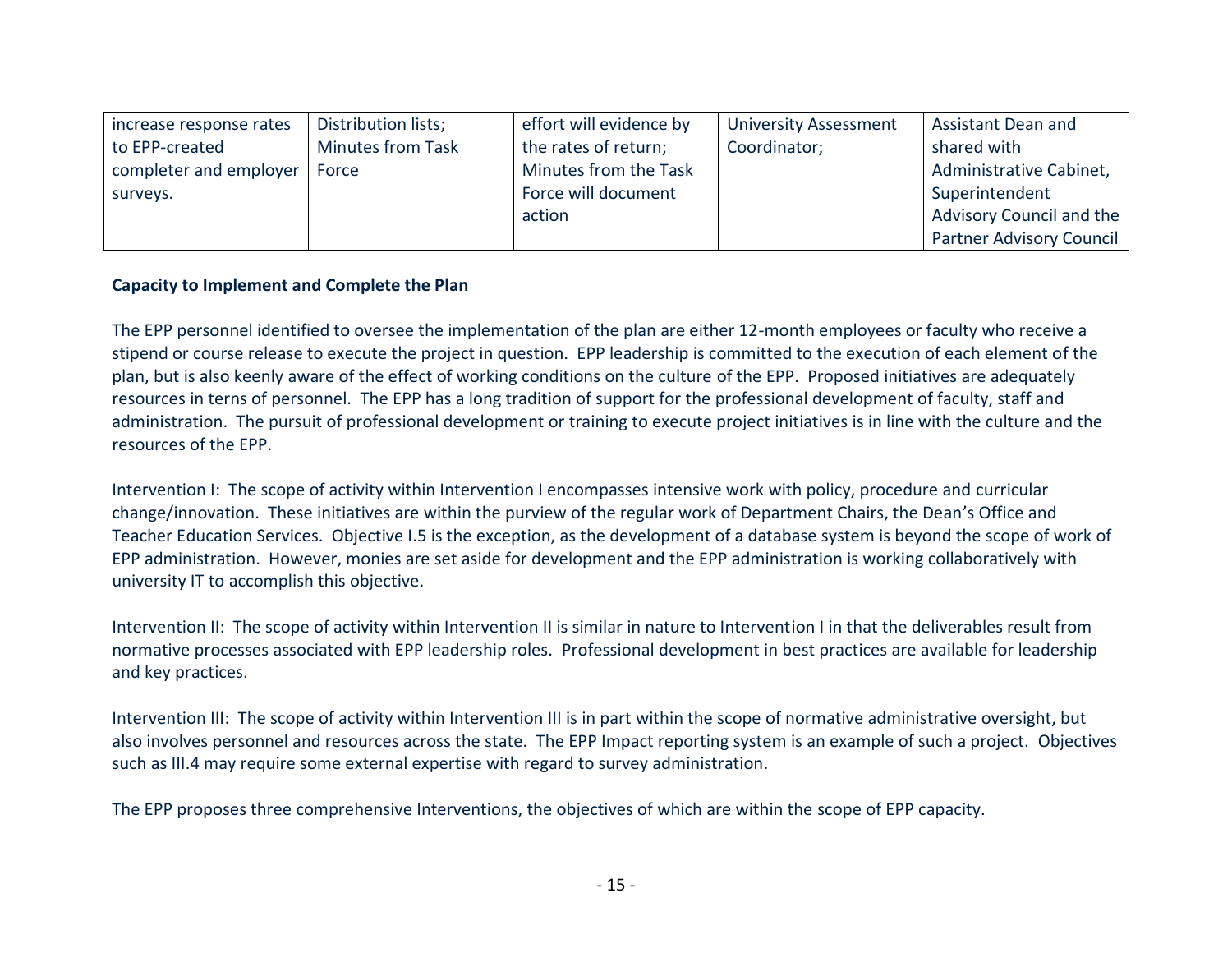| | | | | |
|---|---|---|---|---|
| increase response rates to EPP-created completer and employer surveys. | Distribution lists; Minutes from Task Force | effort will evidence by the rates of return; Minutes from the Task Force will document action | University Assessment Coordinator; | Assistant Dean and shared with Administrative Cabinet, Superintendent Advisory Council and the Partner Advisory Council |

**Capacity to Implement and Complete the Plan**

The EPP personnel identified to oversee the implementation of the plan are either 12-month employees or faculty who receive a stipend or course release to execute the project in question. EPP leadership is committed to the execution of each element of the plan, but is also keenly aware of the effect of working conditions on the culture of the EPP. Proposed initiatives are adequately resources in terns of personnel. The EPP has a long tradition of support for the professional development of faculty, staff and administration. The pursuit of professional development or training to execute project initiatives is in line with the culture and the resources of the EPP.

Intervention I: The scope of activity within Intervention I encompasses intensive work with policy, procedure and curricular change/innovation. These initiatives are within the purview of the regular work of Department Chairs, the Dean's Office and Teacher Education Services. Objective I.5 is the exception, as the development of a database system is beyond the scope of work of EPP administration. However, monies are set aside for development and the EPP administration is working collaboratively with university IT to accomplish this objective.

Intervention II: The scope of activity within Intervention II is similar in nature to Intervention I in that the deliverables result from normative processes associated with EPP leadership roles. Professional development in best practices are available for leadership and key practices.

Intervention III: The scope of activity within Intervention III is in part within the scope of normative administrative oversight, but also involves personnel and resources across the state. The EPP Impact reporting system is an example of such a project. Objectives such as III.4 may require some external expertise with regard to survey administration.

The EPP proposes three comprehensive Interventions, the objectives of which are within the scope of EPP capacity.